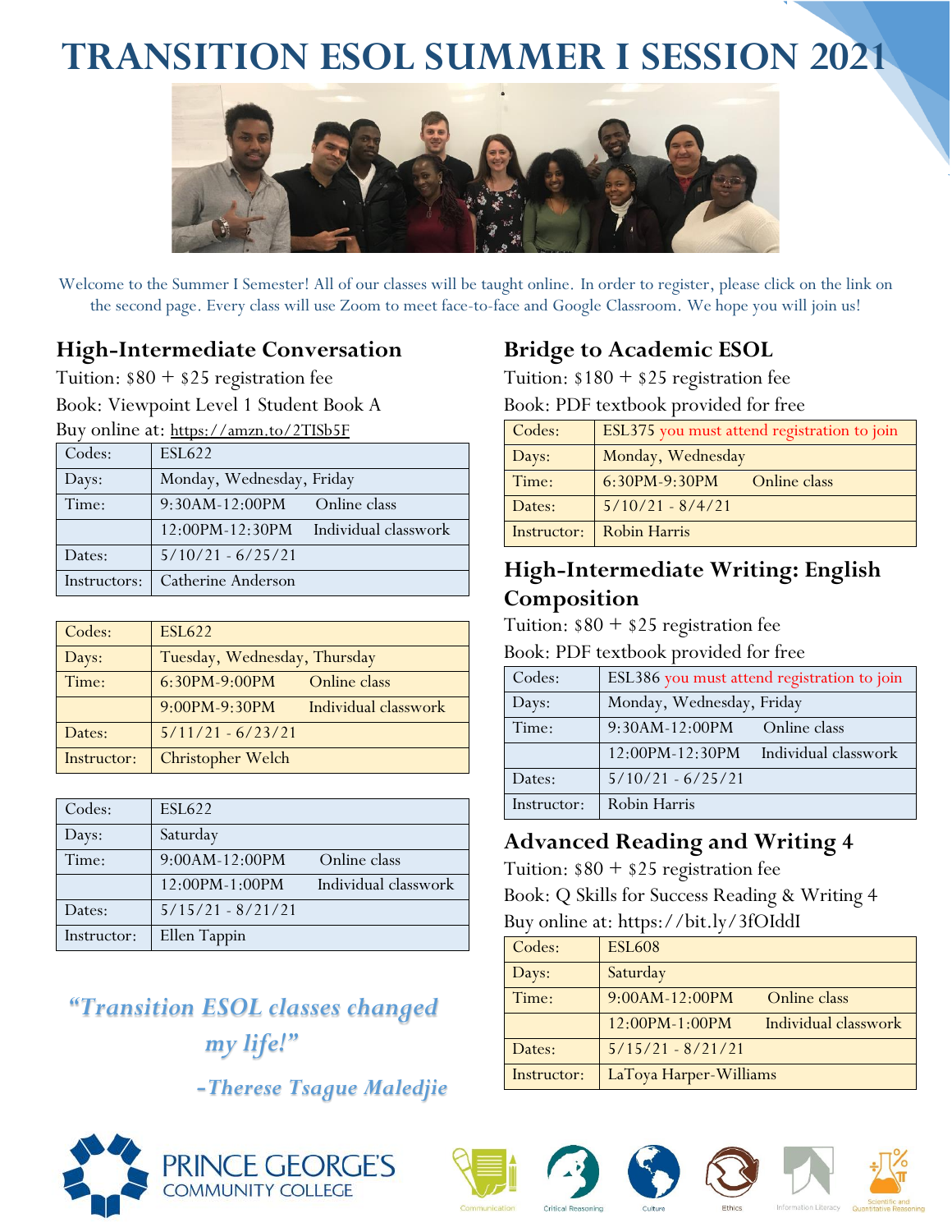# TRANSITION ESOL SUMMER I SESSION 2021

Welcome to the Summer I Semester! All of our classes will be taught online. In order to register, please click on the link on the second page. Every class will use Zoom to meet face-to-face and Google Classroom. We hope you will join us!

## High-Intermediate Conversation

Tuition: $80 + $25 registration fee

Book: Viewpoint Level 1 Student Book A

Buy online at: https://amzn.to/2TISb5F

| | | |
|---|---|---|
| Codes: | ESL622 | |
| Days: | Monday, Wednesday, Friday | |
| Time: | 9:30AM-12:00PM | Online class |
| | 12:00PM-12:30PM | Individual classwork |
| Dates: | 5/10/21 - 6/25/21 | |
| Instructors: | Catherine Anderson | |

| | | |
|---|---|---|
| Codes: | ESL622 | |
| Days: | Tuesday, Wednesday, Thursday | |
| Time: | 6:30PM-9:00PM | Online class |
| | 9:00PM-9:30PM | Individual classwork |
| Dates: | 5/11/21 - 6/23/21 | |
| Instructor: | Christopher Welch | |

| | | |
|---|---|---|
| Codes: | ESL622 | |
| Days: | Saturday | |
| Time: | 9:00AM-12:00PM | Online class |
| | 12:00PM-1:00PM | Individual classwork |
| Dates: | 5/15/21 - 8/21/21 | |
| Instructor: | Ellen Tappin | |

*"Transition ESOL classes changed my life!"*

*-Therese Tsague Maledjie*

## Bridge to Academic ESOL

Tuition: $180 + $25 registration fee

Book: PDF textbook provided for free

| | | |
|---|---|---|
| Codes: | ESL375 you must attend registration to join | |
| Days: | Monday, Wednesday | |
| Time: | 6:30PM-9:30PM | Online class |
| Dates: | 5/10/21 - 8/4/21 | |
| Instructor: | Robin Harris | |

## High-Intermediate Writing: English Composition

Tuition: $80 + $25 registration fee

Book: PDF textbook provided for free

| | | |
|---|---|---|
| Codes: | ESL386 you must attend registration to join | |
| Days: | Monday, Wednesday, Friday | |
| Time: | 9:30AM-12:00PM | Online class |
| | 12:00PM-12:30PM | Individual classwork |
| Dates: | 5/10/21 - 6/25/21 | |
| Instructor: | Robin Harris | |

## Advanced Reading and Writing 4

Tuition: $80 + $25 registration fee

Book: Q Skills for Success Reading & Writing 4

Buy online at: https://bit.ly/3fOIddI

| | | |
|---|---|---|
| Codes: | ESL608 | |
| Days: | Saturday | |
| Time: | 9:00AM-12:00PM | Online class |
| | 12:00PM-1:00PM | Individual classwork |
| Dates: | 5/15/21 - 8/21/21 | |
| Instructor: | LaToya Harper-Williams | |

PRINCE GEORGE'S COMMUNITY COLLEGE

Communication | Critical Reasoning | Culture | Ethics | Information Literacy | Scientific and Quantitative Reasoning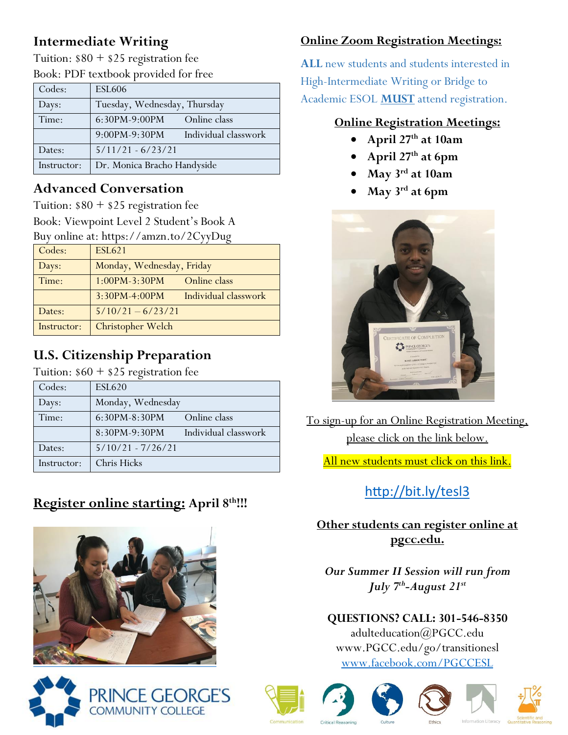## Intermediate Writing

Tuition: \$80 + \$25 registration fee

Book: PDF textbook provided for free

| | | |
|---|---|---|
| Codes: | ESL606 | |
| Days: | Tuesday, Wednesday, Thursday | |
| Time: | 6:30PM-9:00PM | Online class |
| | 9:00PM-9:30PM | Individual classwork |
| Dates: | 5/11/21 - 6/23/21 | |
| Instructor: | Dr. Monica Bracho Handyside | |

## Advanced Conversation

Tuition: \$80 + \$25 registration fee

Book: Viewpoint Level 2 Student's Book A

Buy online at: https://amzn.to/2CyyDug

| | | |
|---|---|---|
| Codes: | ESL621 | |
| Days: | Monday, Wednesday, Friday | |
| Time: | 1:00PM-3:30PM | Online class |
| | 3:30PM-4:00PM | Individual classwork |
| Dates: | 5/10/21 – 6/23/21 | |
| Instructor: | Christopher Welch | |

## U.S. Citizenship Preparation

Tuition: \$60 + \$25 registration fee

| | | |
|---|---|---|
| Codes: | ESL620 | |
| Days: | Monday, Wednesday | |
| Time: | 6:30PM-8:30PM | Online class |
| | 8:30PM-9:30PM | Individual classwork |
| Dates: | 5/10/21 - 7/26/21 | |
| Instructor: | Chris Hicks | |

**Register online starting: April 8th!!!**

## Online Zoom Registration Meetings:

**ALL** new students and students interested in High-Intermediate Writing or Bridge to Academic ESOL **MUST** attend registration.

### Online Registration Meetings:

- **April 27th at 10am**
- **April 27th at 6pm**
- **May 3rd at 10am**
- **May 3rd at 6pm**

To sign-up for an Online Registration Meeting, please click on the link below.

All new students must click on this link.

http://bit.ly/tesl3

**Other students can register online at pgcc.edu.**

*Our Summer II Session will run from July 7th-August 21st*

**QUESTIONS? CALL: 301-546-8350**

adulteducation@PGCC.edu

www.PGCC.edu/go/transitionesl

www.facebook.com/PGCCESL

PRINCE GEORGE'S COMMUNITY COLLEGE

Communication | Critical Reasoning | Culture | Ethics | Information Literacy | Scientific and Quantitative Reasoning